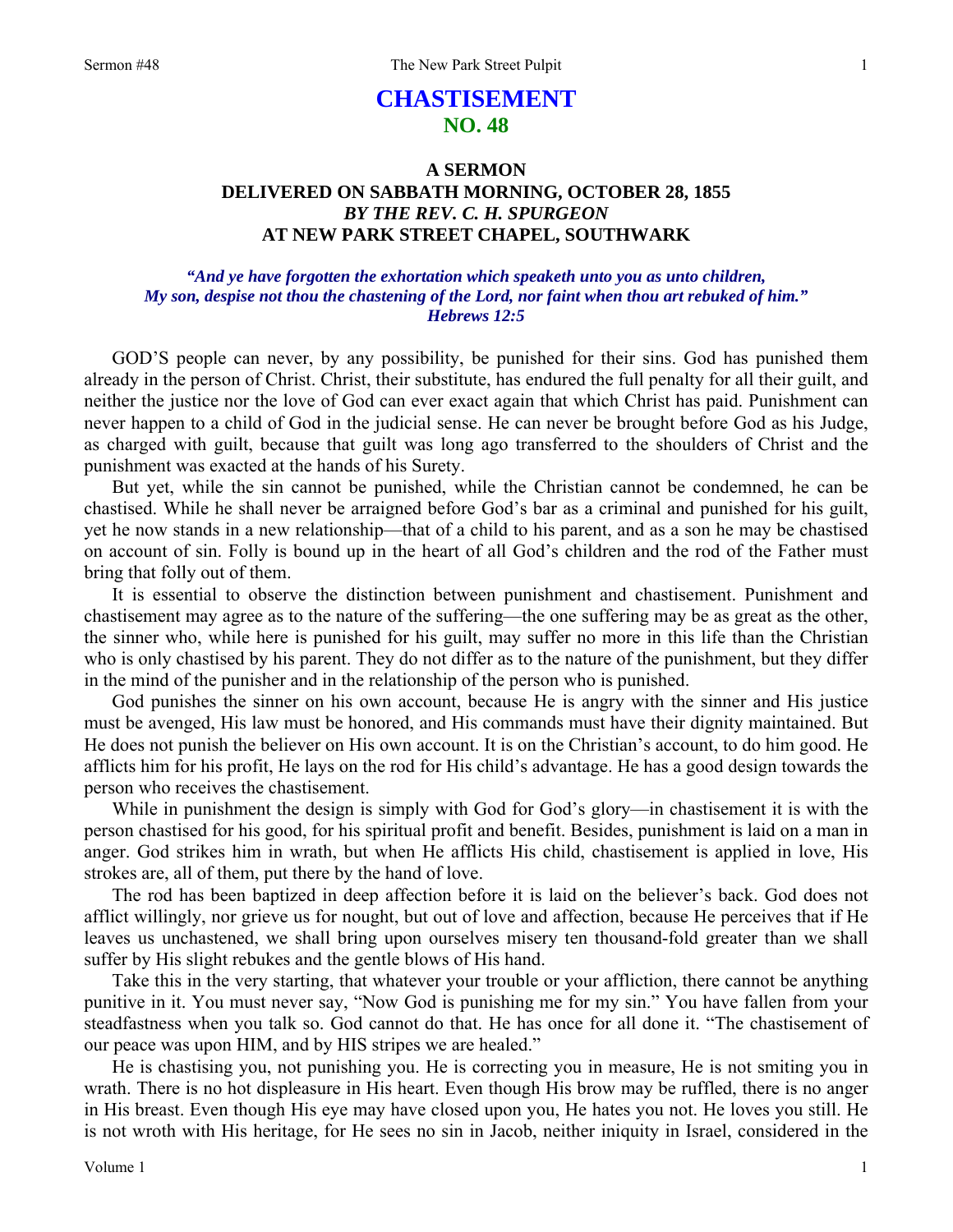# CHASTISEMENT
## NO. 48

### A SERMON
### DELIVERED ON SABBATH MORNING, OCTOBER 28, 1855
### *BY THE REV. C. H. SPURGEON*
### AT NEW PARK STREET CHAPEL, SOUTHWARK

***"And ye have forgotten the exhortation which speaketh unto you as unto children, My son, despise not thou the chastening of the Lord, nor faint when thou art rebuked of him." Hebrews 12:5***

GOD'S people can never, by any possibility, be punished for their sins. God has punished them already in the person of Christ. Christ, their substitute, has endured the full penalty for all their guilt, and neither the justice nor the love of God can ever exact again that which Christ has paid. Punishment can never happen to a child of God in the judicial sense. He can never be brought before God as his Judge, as charged with guilt, because that guilt was long ago transferred to the shoulders of Christ and the punishment was exacted at the hands of his Surety.

But yet, while the sin cannot be punished, while the Christian cannot be condemned, he can be chastised. While he shall never be arraigned before God's bar as a criminal and punished for his guilt, yet he now stands in a new relationship—that of a child to his parent, and as a son he may be chastised on account of sin. Folly is bound up in the heart of all God's children and the rod of the Father must bring that folly out of them.

It is essential to observe the distinction between punishment and chastisement. Punishment and chastisement may agree as to the nature of the suffering—the one suffering may be as great as the other, the sinner who, while here is punished for his guilt, may suffer no more in this life than the Christian who is only chastised by his parent. They do not differ as to the nature of the punishment, but they differ in the mind of the punisher and in the relationship of the person who is punished.

God punishes the sinner on his own account, because He is angry with the sinner and His justice must be avenged, His law must be honored, and His commands must have their dignity maintained. But He does not punish the believer on His own account. It is on the Christian's account, to do him good. He afflicts him for his profit, He lays on the rod for His child's advantage. He has a good design towards the person who receives the chastisement.

While in punishment the design is simply with God for God's glory—in chastisement it is with the person chastised for his good, for his spiritual profit and benefit. Besides, punishment is laid on a man in anger. God strikes him in wrath, but when He afflicts His child, chastisement is applied in love, His strokes are, all of them, put there by the hand of love.

The rod has been baptized in deep affection before it is laid on the believer's back. God does not afflict willingly, nor grieve us for nought, but out of love and affection, because He perceives that if He leaves us unchastened, we shall bring upon ourselves misery ten thousand-fold greater than we shall suffer by His slight rebukes and the gentle blows of His hand.

Take this in the very starting, that whatever your trouble or your affliction, there cannot be anything punitive in it. You must never say, "Now God is punishing me for my sin." You have fallen from your steadfastness when you talk so. God cannot do that. He has once for all done it. "The chastisement of our peace was upon HIM, and by HIS stripes we are healed."

He is chastising you, not punishing you. He is correcting you in measure, He is not smiting you in wrath. There is no hot displeasure in His heart. Even though His brow may be ruffled, there is no anger in His breast. Even though His eye may have closed upon you, He hates you not. He loves you still. He is not wroth with His heritage, for He sees no sin in Jacob, neither iniquity in Israel, considered in the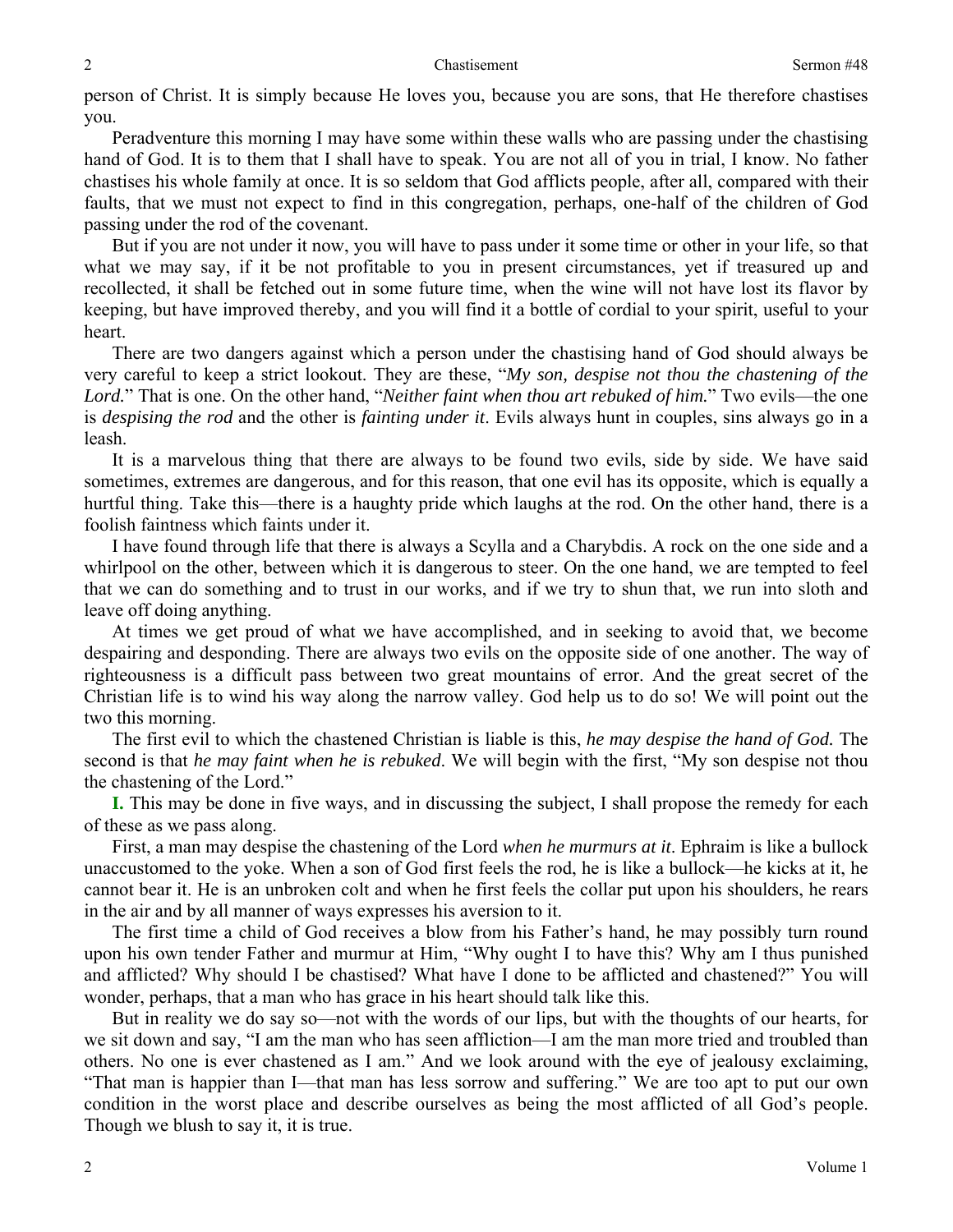person of Christ. It is simply because He loves you, because you are sons, that He therefore chastises you.

Peradventure this morning I may have some within these walls who are passing under the chastising hand of God. It is to them that I shall have to speak. You are not all of you in trial, I know. No father chastises his whole family at once. It is so seldom that God afflicts people, after all, compared with their faults, that we must not expect to find in this congregation, perhaps, one-half of the children of God passing under the rod of the covenant.

But if you are not under it now, you will have to pass under it some time or other in your life, so that what we may say, if it be not profitable to you in present circumstances, yet if treasured up and recollected, it shall be fetched out in some future time, when the wine will not have lost its flavor by keeping, but have improved thereby, and you will find it a bottle of cordial to your spirit, useful to your heart.

There are two dangers against which a person under the chastising hand of God should always be very careful to keep a strict lookout. They are these, "*My son, despise not thou the chastening of the Lord.*" That is one. On the other hand, "*Neither faint when thou art rebuked of him.*" Two evils—the one is *despising the rod* and the other is *fainting under it*. Evils always hunt in couples, sins always go in a leash.

It is a marvelous thing that there are always to be found two evils, side by side. We have said sometimes, extremes are dangerous, and for this reason, that one evil has its opposite, which is equally a hurtful thing. Take this—there is a haughty pride which laughs at the rod. On the other hand, there is a foolish faintness which faints under it.

I have found through life that there is always a Scylla and a Charybdis. A rock on the one side and a whirlpool on the other, between which it is dangerous to steer. On the one hand, we are tempted to feel that we can do something and to trust in our works, and if we try to shun that, we run into sloth and leave off doing anything.

At times we get proud of what we have accomplished, and in seeking to avoid that, we become despairing and desponding. There are always two evils on the opposite side of one another. The way of righteousness is a difficult pass between two great mountains of error. And the great secret of the Christian life is to wind his way along the narrow valley. God help us to do so! We will point out the two this morning.

The first evil to which the chastened Christian is liable is this, *he may despise the hand of God.* The second is that *he may faint when he is rebuked*. We will begin with the first, "My son despise not thou the chastening of the Lord."

**I.** This may be done in five ways, and in discussing the subject, I shall propose the remedy for each of these as we pass along.

First, a man may despise the chastening of the Lord *when he murmurs at it*. Ephraim is like a bullock unaccustomed to the yoke. When a son of God first feels the rod, he is like a bullock—he kicks at it, he cannot bear it. He is an unbroken colt and when he first feels the collar put upon his shoulders, he rears in the air and by all manner of ways expresses his aversion to it.

The first time a child of God receives a blow from his Father's hand, he may possibly turn round upon his own tender Father and murmur at Him, "Why ought I to have this? Why am I thus punished and afflicted? Why should I be chastised? What have I done to be afflicted and chastened?" You will wonder, perhaps, that a man who has grace in his heart should talk like this.

But in reality we do say so—not with the words of our lips, but with the thoughts of our hearts, for we sit down and say, "I am the man who has seen affliction—I am the man more tried and troubled than others. No one is ever chastened as I am." And we look around with the eye of jealousy exclaiming, "That man is happier than I—that man has less sorrow and suffering." We are too apt to put our own condition in the worst place and describe ourselves as being the most afflicted of all God's people. Though we blush to say it, it is true.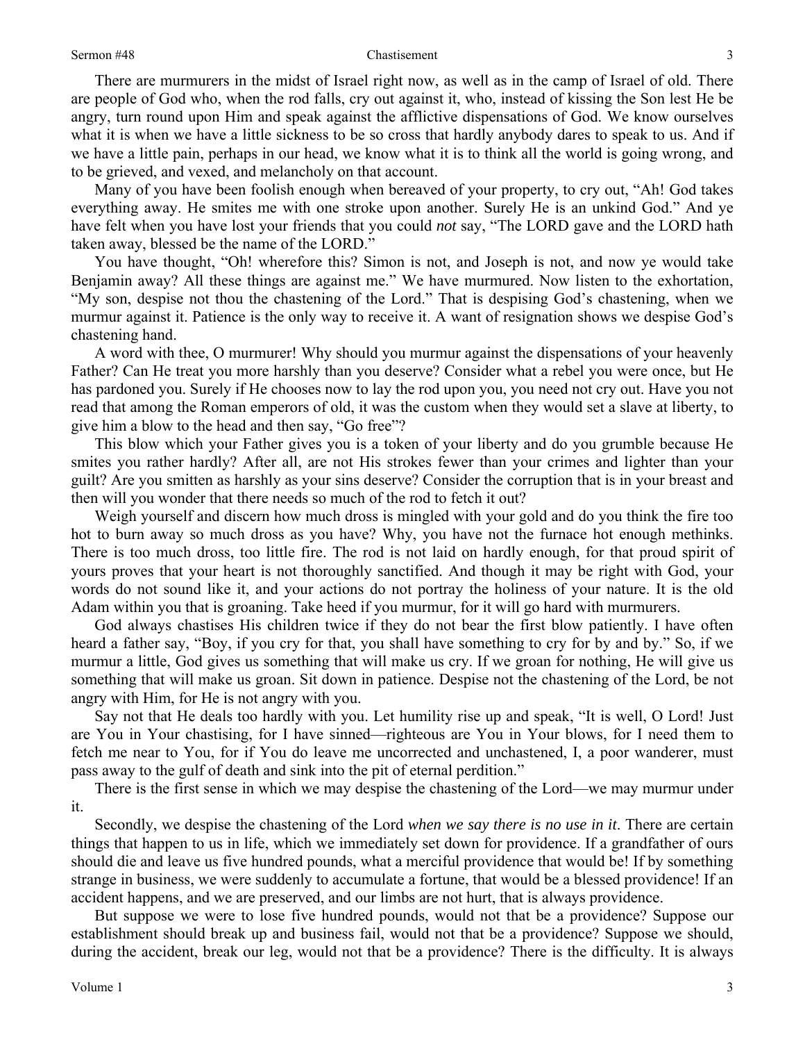There are murmurers in the midst of Israel right now, as well as in the camp of Israel of old. There are people of God who, when the rod falls, cry out against it, who, instead of kissing the Son lest He be angry, turn round upon Him and speak against the afflictive dispensations of God. We know ourselves what it is when we have a little sickness to be so cross that hardly anybody dares to speak to us. And if we have a little pain, perhaps in our head, we know what it is to think all the world is going wrong, and to be grieved, and vexed, and melancholy on that account.

Many of you have been foolish enough when bereaved of your property, to cry out, "Ah! God takes everything away. He smites me with one stroke upon another. Surely He is an unkind God." And ye have felt when you have lost your friends that you could *not* say, "The LORD gave and the LORD hath taken away, blessed be the name of the LORD."

You have thought, "Oh! wherefore this? Simon is not, and Joseph is not, and now ye would take Benjamin away? All these things are against me." We have murmured. Now listen to the exhortation, "My son, despise not thou the chastening of the Lord." That is despising God's chastening, when we murmur against it. Patience is the only way to receive it. A want of resignation shows we despise God's chastening hand.

A word with thee, O murmurer! Why should you murmur against the dispensations of your heavenly Father? Can He treat you more harshly than you deserve? Consider what a rebel you were once, but He has pardoned you. Surely if He chooses now to lay the rod upon you, you need not cry out. Have you not read that among the Roman emperors of old, it was the custom when they would set a slave at liberty, to give him a blow to the head and then say, "Go free"?

This blow which your Father gives you is a token of your liberty and do you grumble because He smites you rather hardly? After all, are not His strokes fewer than your crimes and lighter than your guilt? Are you smitten as harshly as your sins deserve? Consider the corruption that is in your breast and then will you wonder that there needs so much of the rod to fetch it out?

Weigh yourself and discern how much dross is mingled with your gold and do you think the fire too hot to burn away so much dross as you have? Why, you have not the furnace hot enough methinks. There is too much dross, too little fire. The rod is not laid on hardly enough, for that proud spirit of yours proves that your heart is not thoroughly sanctified. And though it may be right with God, your words do not sound like it, and your actions do not portray the holiness of your nature. It is the old Adam within you that is groaning. Take heed if you murmur, for it will go hard with murmurers.

God always chastises His children twice if they do not bear the first blow patiently. I have often heard a father say, "Boy, if you cry for that, you shall have something to cry for by and by." So, if we murmur a little, God gives us something that will make us cry. If we groan for nothing, He will give us something that will make us groan. Sit down in patience. Despise not the chastening of the Lord, be not angry with Him, for He is not angry with you.

Say not that He deals too hardly with you. Let humility rise up and speak, "It is well, O Lord! Just are You in Your chastising, for I have sinned—righteous are You in Your blows, for I need them to fetch me near to You, for if You do leave me uncorrected and unchastened, I, a poor wanderer, must pass away to the gulf of death and sink into the pit of eternal perdition."

There is the first sense in which we may despise the chastening of the Lord—we may murmur under it.

Secondly, we despise the chastening of the Lord *when we say there is no use in it*. There are certain things that happen to us in life, which we immediately set down for providence. If a grandfather of ours should die and leave us five hundred pounds, what a merciful providence that would be! If by something strange in business, we were suddenly to accumulate a fortune, that would be a blessed providence! If an accident happens, and we are preserved, and our limbs are not hurt, that is always providence.

But suppose we were to lose five hundred pounds, would not that be a providence? Suppose our establishment should break up and business fail, would not that be a providence? Suppose we should, during the accident, break our leg, would not that be a providence? There is the difficulty. It is always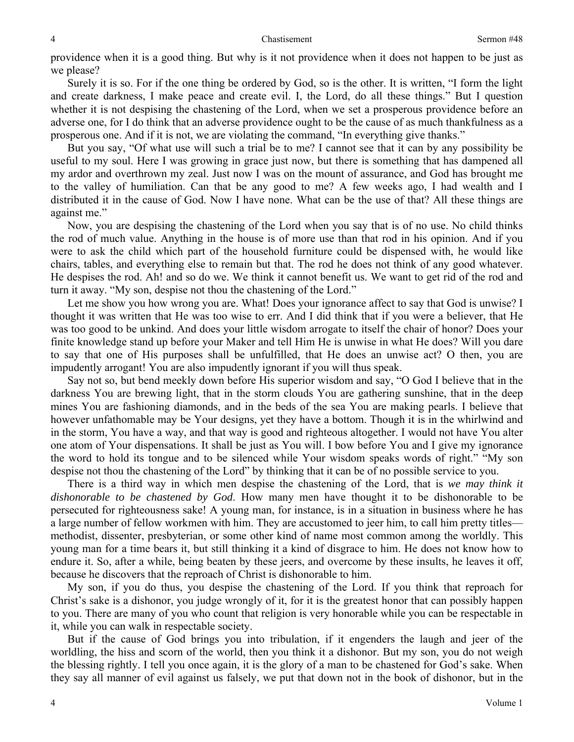providence when it is a good thing. But why is it not providence when it does not happen to be just as we please?

Surely it is so. For if the one thing be ordered by God, so is the other. It is written, "I form the light and create darkness, I make peace and create evil. I, the Lord, do all these things." But I question whether it is not despising the chastening of the Lord, when we set a prosperous providence before an adverse one, for I do think that an adverse providence ought to be the cause of as much thankfulness as a prosperous one. And if it is not, we are violating the command, "In everything give thanks."

But you say, "Of what use will such a trial be to me? I cannot see that it can by any possibility be useful to my soul. Here I was growing in grace just now, but there is something that has dampened all my ardor and overthrown my zeal. Just now I was on the mount of assurance, and God has brought me to the valley of humiliation. Can that be any good to me? A few weeks ago, I had wealth and I distributed it in the cause of God. Now I have none. What can be the use of that? All these things are against me."

Now, you are despising the chastening of the Lord when you say that is of no use. No child thinks the rod of much value. Anything in the house is of more use than that rod in his opinion. And if you were to ask the child which part of the household furniture could be dispensed with, he would like chairs, tables, and everything else to remain but that. The rod he does not think of any good whatever. He despises the rod. Ah! and so do we. We think it cannot benefit us. We want to get rid of the rod and turn it away. "My son, despise not thou the chastening of the Lord."

Let me show you how wrong you are. What! Does your ignorance affect to say that God is unwise? I thought it was written that He was too wise to err. And I did think that if you were a believer, that He was too good to be unkind. And does your little wisdom arrogate to itself the chair of honor? Does your finite knowledge stand up before your Maker and tell Him He is unwise in what He does? Will you dare to say that one of His purposes shall be unfulfilled, that He does an unwise act? O then, you are impudently arrogant! You are also impudently ignorant if you will thus speak.

Say not so, but bend meekly down before His superior wisdom and say, "O God I believe that in the darkness You are brewing light, that in the storm clouds You are gathering sunshine, that in the deep mines You are fashioning diamonds, and in the beds of the sea You are making pearls. I believe that however unfathomable may be Your designs, yet they have a bottom. Though it is in the whirlwind and in the storm, You have a way, and that way is good and righteous altogether. I would not have You alter one atom of Your dispensations. It shall be just as You will. I bow before You and I give my ignorance the word to hold its tongue and to be silenced while Your wisdom speaks words of right." "My son despise not thou the chastening of the Lord" by thinking that it can be of no possible service to you.

There is a third way in which men despise the chastening of the Lord, that is *we may think it dishonorable to be chastened by God*. How many men have thought it to be dishonorable to be persecuted for righteousness sake! A young man, for instance, is in a situation in business where he has a large number of fellow workmen with him. They are accustomed to jeer him, to call him pretty titles—methodist, dissenter, presbyterian, or some other kind of name most common among the worldly. This young man for a time bears it, but still thinking it a kind of disgrace to him. He does not know how to endure it. So, after a while, being beaten by these jeers, and overcome by these insults, he leaves it off, because he discovers that the reproach of Christ is dishonorable to him.

My son, if you do thus, you despise the chastening of the Lord. If you think that reproach for Christ's sake is a dishonor, you judge wrongly of it, for it is the greatest honor that can possibly happen to you. There are many of you who count that religion is very honorable while you can be respectable in it, while you can walk in respectable society.

But if the cause of God brings you into tribulation, if it engenders the laugh and jeer of the worldling, the hiss and scorn of the world, then you think it a dishonor. But my son, you do not weigh the blessing rightly. I tell you once again, it is the glory of a man to be chastened for God's sake. When they say all manner of evil against us falsely, we put that down not in the book of dishonor, but in the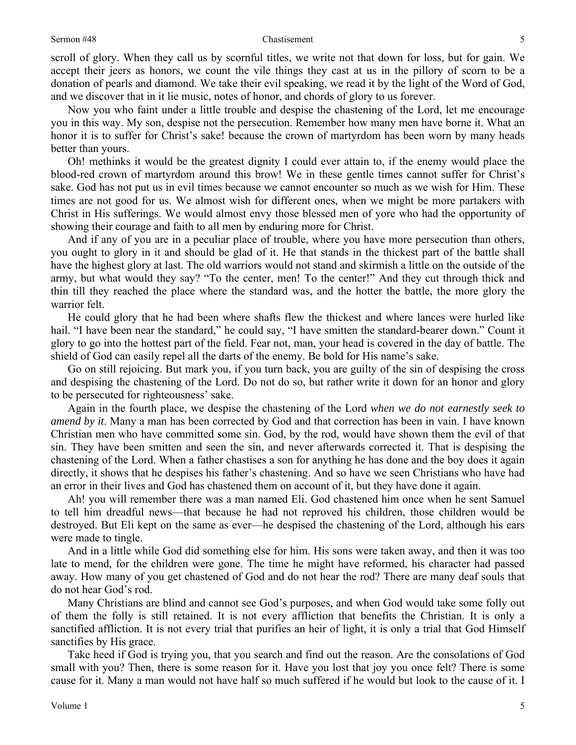scroll of glory. When they call us by scornful titles, we write not that down for loss, but for gain. We accept their jeers as honors, we count the vile things they cast at us in the pillory of scorn to be a donation of pearls and diamond. We take their evil speaking, we read it by the light of the Word of God, and we discover that in it lie music, notes of honor, and chords of glory to us forever.

Now you who faint under a little trouble and despise the chastening of the Lord, let me encourage you in this way. My son, despise not the persecution. Remember how many men have borne it. What an honor it is to suffer for Christ's sake! because the crown of martyrdom has been worn by many heads better than yours.

Oh! methinks it would be the greatest dignity I could ever attain to, if the enemy would place the blood-red crown of martyrdom around this brow! We in these gentle times cannot suffer for Christ's sake. God has not put us in evil times because we cannot encounter so much as we wish for Him. These times are not good for us. We almost wish for different ones, when we might be more partakers with Christ in His sufferings. We would almost envy those blessed men of yore who had the opportunity of showing their courage and faith to all men by enduring more for Christ.

And if any of you are in a peculiar place of trouble, where you have more persecution than others, you ought to glory in it and should be glad of it. He that stands in the thickest part of the battle shall have the highest glory at last. The old warriors would not stand and skirmish a little on the outside of the army, but what would they say? "To the center, men! To the center!" And they cut through thick and thin till they reached the place where the standard was, and the hotter the battle, the more glory the warrior felt.

He could glory that he had been where shafts flew the thickest and where lances were hurled like hail. "I have been near the standard," he could say, "I have smitten the standard-bearer down." Count it glory to go into the hottest part of the field. Fear not, man, your head is covered in the day of battle. The shield of God can easily repel all the darts of the enemy. Be bold for His name's sake.

Go on still rejoicing. But mark you, if you turn back, you are guilty of the sin of despising the cross and despising the chastening of the Lord. Do not do so, but rather write it down for an honor and glory to be persecuted for righteousness' sake.

Again in the fourth place, we despise the chastening of the Lord *when we do not earnestly seek to amend by it*. Many a man has been corrected by God and that correction has been in vain. I have known Christian men who have committed some sin. God, by the rod, would have shown them the evil of that sin. They have been smitten and seen the sin, and never afterwards corrected it. That is despising the chastening of the Lord. When a father chastises a son for anything he has done and the boy does it again directly, it shows that he despises his father's chastening. And so have we seen Christians who have had an error in their lives and God has chastened them on account of it, but they have done it again.

Ah! you will remember there was a man named Eli. God chastened him once when he sent Samuel to tell him dreadful news—that because he had not reproved his children, those children would be destroyed. But Eli kept on the same as ever—he despised the chastening of the Lord, although his ears were made to tingle.

And in a little while God did something else for him. His sons were taken away, and then it was too late to mend, for the children were gone. The time he might have reformed, his character had passed away. How many of you get chastened of God and do not hear the rod? There are many deaf souls that do not hear God's rod.

Many Christians are blind and cannot see God's purposes, and when God would take some folly out of them the folly is still retained. It is not every affliction that benefits the Christian. It is only a sanctified affliction. It is not every trial that purifies an heir of light, it is only a trial that God Himself sanctifies by His grace.

Take heed if God is trying you, that you search and find out the reason. Are the consolations of God small with you? Then, there is some reason for it. Have you lost that joy you once felt? There is some cause for it. Many a man would not have half so much suffered if he would but look to the cause of it. I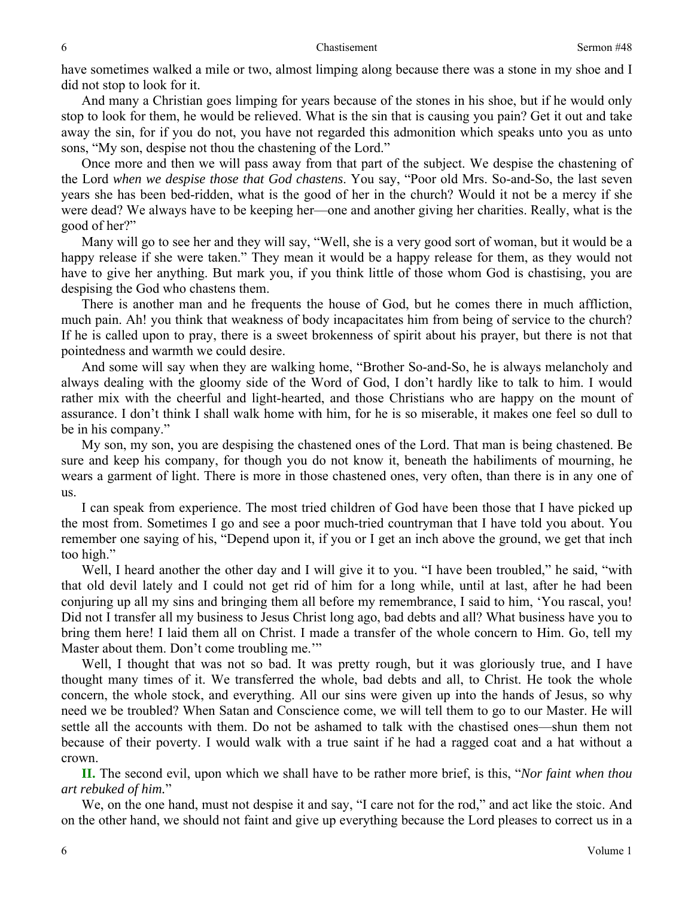have sometimes walked a mile or two, almost limping along because there was a stone in my shoe and I did not stop to look for it.

And many a Christian goes limping for years because of the stones in his shoe, but if he would only stop to look for them, he would be relieved. What is the sin that is causing you pain? Get it out and take away the sin, for if you do not, you have not regarded this admonition which speaks unto you as unto sons, "My son, despise not thou the chastening of the Lord."

Once more and then we will pass away from that part of the subject. We despise the chastening of the Lord *when we despise those that God chastens*. You say, "Poor old Mrs. So-and-So, the last seven years she has been bed-ridden, what is the good of her in the church? Would it not be a mercy if she were dead? We always have to be keeping her—one and another giving her charities. Really, what is the good of her?"

Many will go to see her and they will say, "Well, she is a very good sort of woman, but it would be a happy release if she were taken." They mean it would be a happy release for them, as they would not have to give her anything. But mark you, if you think little of those whom God is chastising, you are despising the God who chastens them.

There is another man and he frequents the house of God, but he comes there in much affliction, much pain. Ah! you think that weakness of body incapacitates him from being of service to the church? If he is called upon to pray, there is a sweet brokenness of spirit about his prayer, but there is not that pointedness and warmth we could desire.

And some will say when they are walking home, "Brother So-and-So, he is always melancholy and always dealing with the gloomy side of the Word of God, I don't hardly like to talk to him. I would rather mix with the cheerful and light-hearted, and those Christians who are happy on the mount of assurance. I don't think I shall walk home with him, for he is so miserable, it makes one feel so dull to be in his company."

My son, my son, you are despising the chastened ones of the Lord. That man is being chastened. Be sure and keep his company, for though you do not know it, beneath the habiliments of mourning, he wears a garment of light. There is more in those chastened ones, very often, than there is in any one of us.

I can speak from experience. The most tried children of God have been those that I have picked up the most from. Sometimes I go and see a poor much-tried countryman that I have told you about. You remember one saying of his, "Depend upon it, if you or I get an inch above the ground, we get that inch too high."

Well, I heard another the other day and I will give it to you. "I have been troubled," he said, "with that old devil lately and I could not get rid of him for a long while, until at last, after he had been conjuring up all my sins and bringing them all before my remembrance, I said to him, 'You rascal, you! Did not I transfer all my business to Jesus Christ long ago, bad debts and all? What business have you to bring them here! I laid them all on Christ. I made a transfer of the whole concern to Him. Go, tell my Master about them. Don't come troubling me.'"

Well, I thought that was not so bad. It was pretty rough, but it was gloriously true, and I have thought many times of it. We transferred the whole, bad debts and all, to Christ. He took the whole concern, the whole stock, and everything. All our sins were given up into the hands of Jesus, so why need we be troubled? When Satan and Conscience come, we will tell them to go to our Master. He will settle all the accounts with them. Do not be ashamed to talk with the chastised ones—shun them not because of their poverty. I would walk with a true saint if he had a ragged coat and a hat without a crown.

**II.** The second evil, upon which we shall have to be rather more brief, is this, "*Nor faint when thou art rebuked of him.*"

We, on the one hand, must not despise it and say, "I care not for the rod," and act like the stoic. And on the other hand, we should not faint and give up everything because the Lord pleases to correct us in a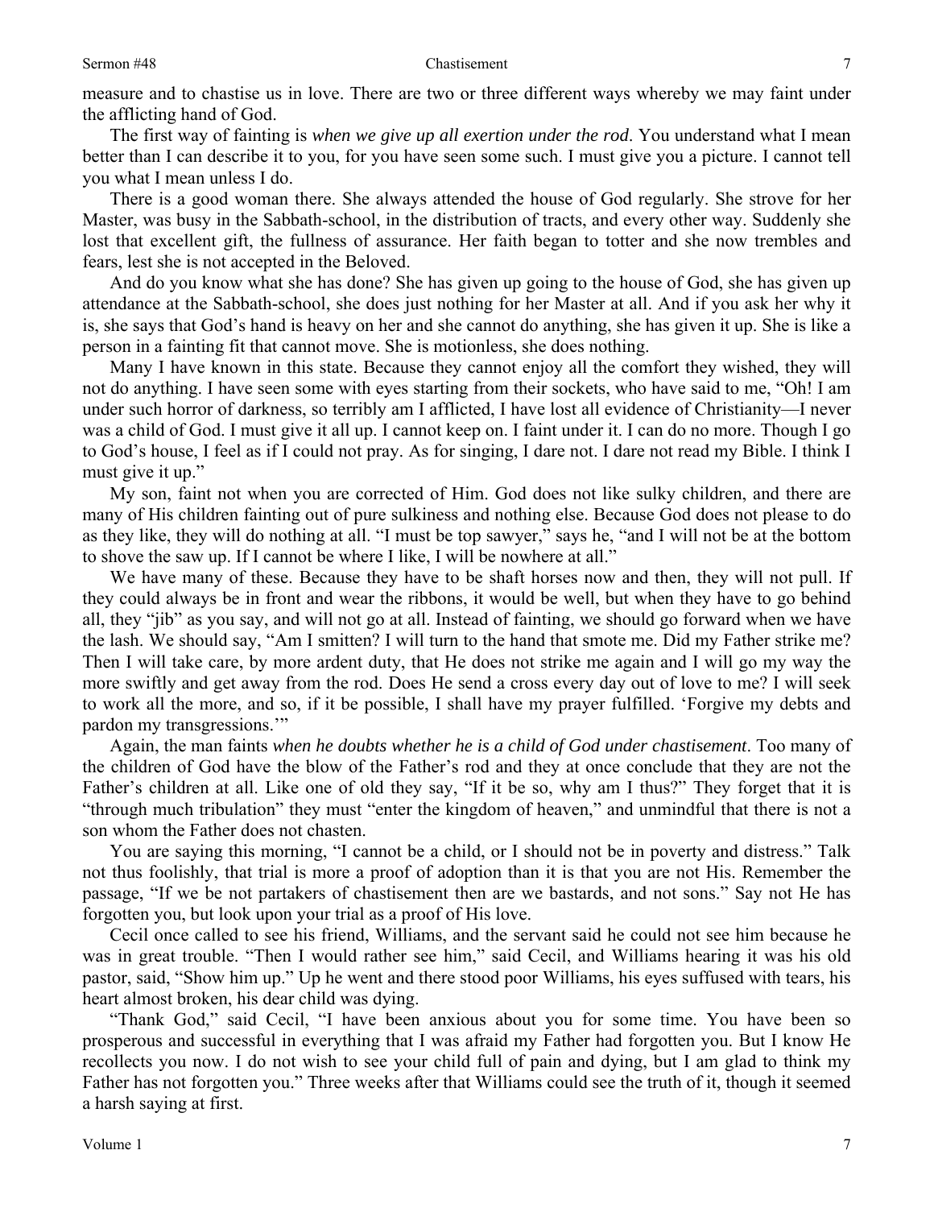measure and to chastise us in love. There are two or three different ways whereby we may faint under the afflicting hand of God.

The first way of fainting is *when we give up all exertion under the rod*. You understand what I mean better than I can describe it to you, for you have seen some such. I must give you a picture. I cannot tell you what I mean unless I do.

There is a good woman there. She always attended the house of God regularly. She strove for her Master, was busy in the Sabbath-school, in the distribution of tracts, and every other way. Suddenly she lost that excellent gift, the fullness of assurance. Her faith began to totter and she now trembles and fears, lest she is not accepted in the Beloved.

And do you know what she has done? She has given up going to the house of God, she has given up attendance at the Sabbath-school, she does just nothing for her Master at all. And if you ask her why it is, she says that God's hand is heavy on her and she cannot do anything, she has given it up. She is like a person in a fainting fit that cannot move. She is motionless, she does nothing.

Many I have known in this state. Because they cannot enjoy all the comfort they wished, they will not do anything. I have seen some with eyes starting from their sockets, who have said to me, "Oh! I am under such horror of darkness, so terribly am I afflicted, I have lost all evidence of Christianity—I never was a child of God. I must give it all up. I cannot keep on. I faint under it. I can do no more. Though I go to God's house, I feel as if I could not pray. As for singing, I dare not. I dare not read my Bible. I think I must give it up."

My son, faint not when you are corrected of Him. God does not like sulky children, and there are many of His children fainting out of pure sulkiness and nothing else. Because God does not please to do as they like, they will do nothing at all. "I must be top sawyer," says he, "and I will not be at the bottom to shove the saw up. If I cannot be where I like, I will be nowhere at all."

We have many of these. Because they have to be shaft horses now and then, they will not pull. If they could always be in front and wear the ribbons, it would be well, but when they have to go behind all, they "jib" as you say, and will not go at all. Instead of fainting, we should go forward when we have the lash. We should say, "Am I smitten? I will turn to the hand that smote me. Did my Father strike me? Then I will take care, by more ardent duty, that He does not strike me again and I will go my way the more swiftly and get away from the rod. Does He send a cross every day out of love to me? I will seek to work all the more, and so, if it be possible, I shall have my prayer fulfilled. 'Forgive my debts and pardon my transgressions.'"

Again, the man faints *when he doubts whether he is a child of God under chastisement*. Too many of the children of God have the blow of the Father's rod and they at once conclude that they are not the Father's children at all. Like one of old they say, "If it be so, why am I thus?" They forget that it is "through much tribulation" they must "enter the kingdom of heaven," and unmindful that there is not a son whom the Father does not chasten.

You are saying this morning, "I cannot be a child, or I should not be in poverty and distress." Talk not thus foolishly, that trial is more a proof of adoption than it is that you are not His. Remember the passage, "If we be not partakers of chastisement then are we bastards, and not sons." Say not He has forgotten you, but look upon your trial as a proof of His love.

Cecil once called to see his friend, Williams, and the servant said he could not see him because he was in great trouble. "Then I would rather see him," said Cecil, and Williams hearing it was his old pastor, said, "Show him up." Up he went and there stood poor Williams, his eyes suffused with tears, his heart almost broken, his dear child was dying.

"Thank God," said Cecil, "I have been anxious about you for some time. You have been so prosperous and successful in everything that I was afraid my Father had forgotten you. But I know He recollects you now. I do not wish to see your child full of pain and dying, but I am glad to think my Father has not forgotten you." Three weeks after that Williams could see the truth of it, though it seemed a harsh saying at first.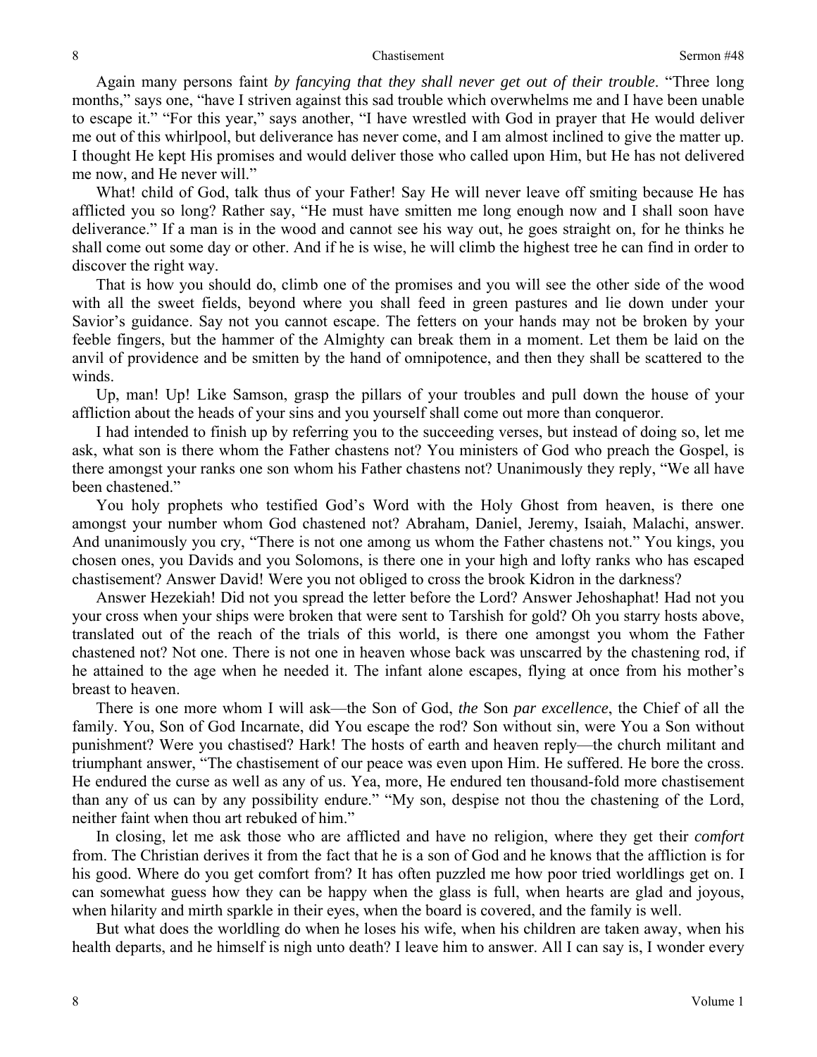Again many persons faint *by fancying that they shall never get out of their trouble*. "Three long months," says one, "have I striven against this sad trouble which overwhelms me and I have been unable to escape it." "For this year," says another, "I have wrestled with God in prayer that He would deliver me out of this whirlpool, but deliverance has never come, and I am almost inclined to give the matter up. I thought He kept His promises and would deliver those who called upon Him, but He has not delivered me now, and He never will."

What! child of God, talk thus of your Father! Say He will never leave off smiting because He has afflicted you so long? Rather say, "He must have smitten me long enough now and I shall soon have deliverance." If a man is in the wood and cannot see his way out, he goes straight on, for he thinks he shall come out some day or other. And if he is wise, he will climb the highest tree he can find in order to discover the right way.

That is how you should do, climb one of the promises and you will see the other side of the wood with all the sweet fields, beyond where you shall feed in green pastures and lie down under your Savior's guidance. Say not you cannot escape. The fetters on your hands may not be broken by your feeble fingers, but the hammer of the Almighty can break them in a moment. Let them be laid on the anvil of providence and be smitten by the hand of omnipotence, and then they shall be scattered to the winds.

Up, man! Up! Like Samson, grasp the pillars of your troubles and pull down the house of your affliction about the heads of your sins and you yourself shall come out more than conqueror.

I had intended to finish up by referring you to the succeeding verses, but instead of doing so, let me ask, what son is there whom the Father chastens not? You ministers of God who preach the Gospel, is there amongst your ranks one son whom his Father chastens not? Unanimously they reply, "We all have been chastened."

You holy prophets who testified God's Word with the Holy Ghost from heaven, is there one amongst your number whom God chastened not? Abraham, Daniel, Jeremy, Isaiah, Malachi, answer. And unanimously you cry, "There is not one among us whom the Father chastens not." You kings, you chosen ones, you Davids and you Solomons, is there one in your high and lofty ranks who has escaped chastisement? Answer David! Were you not obliged to cross the brook Kidron in the darkness?

Answer Hezekiah! Did not you spread the letter before the Lord? Answer Jehoshaphat! Had not you your cross when your ships were broken that were sent to Tarshish for gold? Oh you starry hosts above, translated out of the reach of the trials of this world, is there one amongst you whom the Father chastened not? Not one. There is not one in heaven whose back was unscarred by the chastening rod, if he attained to the age when he needed it. The infant alone escapes, flying at once from his mother's breast to heaven.

There is one more whom I will ask—the Son of God, *the* Son *par excellence*, the Chief of all the family. You, Son of God Incarnate, did You escape the rod? Son without sin, were You a Son without punishment? Were you chastised? Hark! The hosts of earth and heaven reply—the church militant and triumphant answer, "The chastisement of our peace was even upon Him. He suffered. He bore the cross. He endured the curse as well as any of us. Yea, more, He endured ten thousand-fold more chastisement than any of us can by any possibility endure." "My son, despise not thou the chastening of the Lord, neither faint when thou art rebuked of him."

In closing, let me ask those who are afflicted and have no religion, where they get their *comfort* from. The Christian derives it from the fact that he is a son of God and he knows that the affliction is for his good. Where do you get comfort from? It has often puzzled me how poor tried worldlings get on. I can somewhat guess how they can be happy when the glass is full, when hearts are glad and joyous, when hilarity and mirth sparkle in their eyes, when the board is covered, and the family is well.

But what does the worldling do when he loses his wife, when his children are taken away, when his health departs, and he himself is nigh unto death? I leave him to answer. All I can say is, I wonder every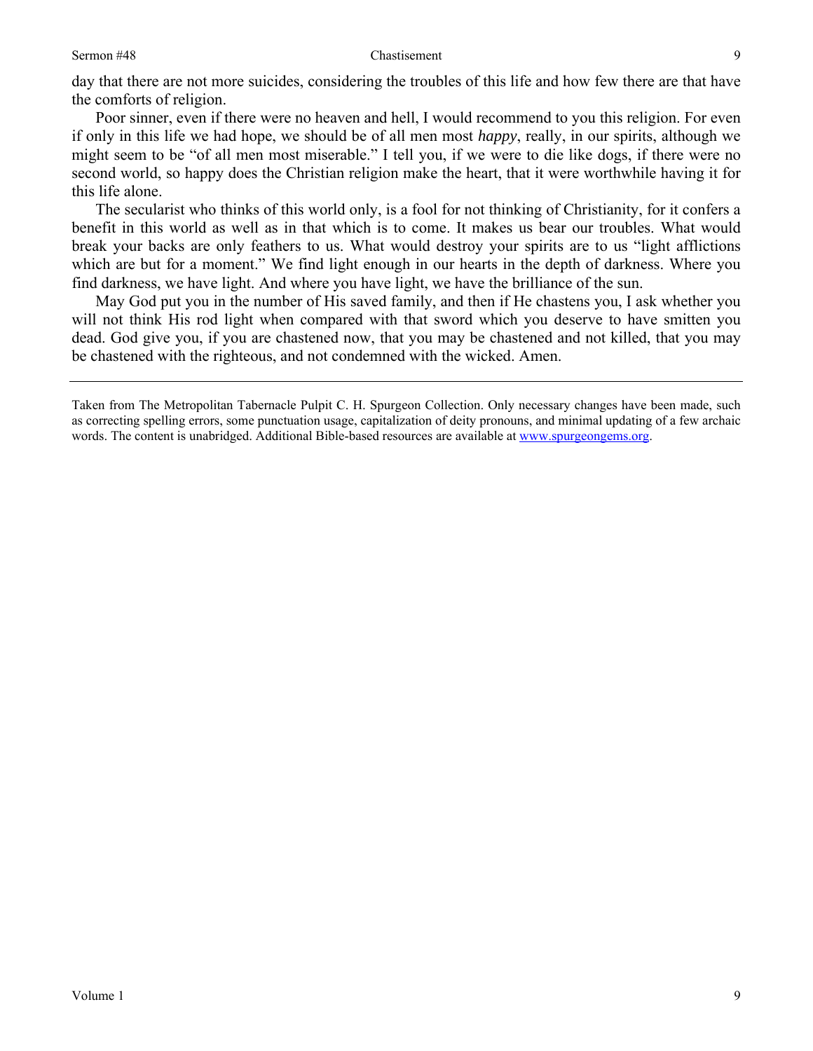day that there are not more suicides, considering the troubles of this life and how few there are that have the comforts of religion.

Poor sinner, even if there were no heaven and hell, I would recommend to you this religion. For even if only in this life we had hope, we should be of all men most *happy*, really, in our spirits, although we might seem to be "of all men most miserable." I tell you, if we were to die like dogs, if there were no second world, so happy does the Christian religion make the heart, that it were worthwhile having it for this life alone.

The secularist who thinks of this world only, is a fool for not thinking of Christianity, for it confers a benefit in this world as well as in that which is to come. It makes us bear our troubles. What would break your backs are only feathers to us. What would destroy your spirits are to us "light afflictions which are but for a moment." We find light enough in our hearts in the depth of darkness. Where you find darkness, we have light. And where you have light, we have the brilliance of the sun.

May God put you in the number of His saved family, and then if He chastens you, I ask whether you will not think His rod light when compared with that sword which you deserve to have smitten you dead. God give you, if you are chastened now, that you may be chastened and not killed, that you may be chastened with the righteous, and not condemned with the wicked. Amen.

---

Taken from The Metropolitan Tabernacle Pulpit C. H. Spurgeon Collection. Only necessary changes have been made, such as correcting spelling errors, some punctuation usage, capitalization of deity pronouns, and minimal updating of a few archaic words. The content is unabridged. Additional Bible-based resources are available at www.spurgeongems.org.